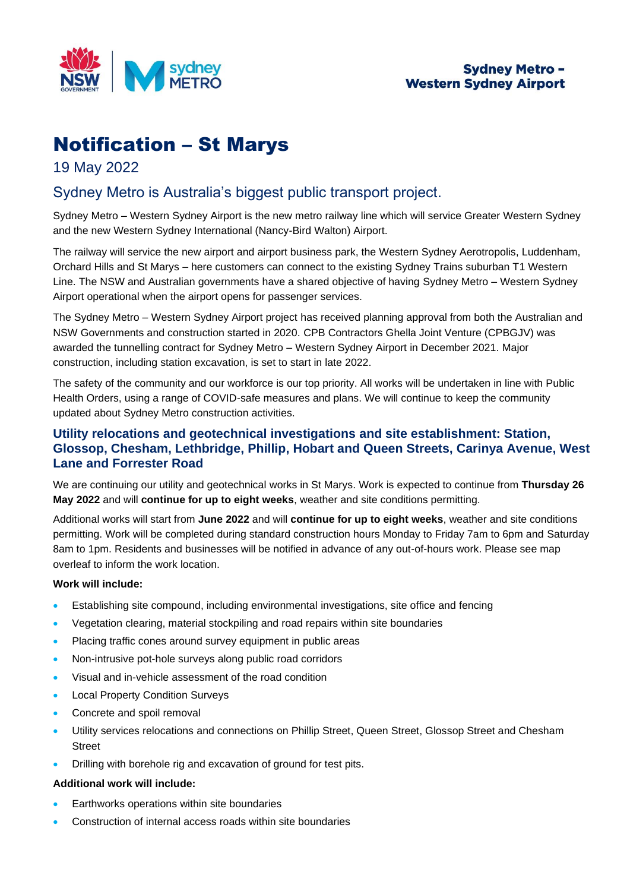Sydney Metro – Western Sydney Airport

# Notification – St Marys

19 May 2022

## Sydney Metro is Australia's biggest public transport project.

Sydney Metro – Western Sydney Airport is the new metro railway line which will service Greater Western Sydney and the new Western Sydney International (Nancy-Bird Walton) Airport.

The railway will service the new airport and airport business park, the Western Sydney Aerotropolis, Luddenham, Orchard Hills and St Marys – here customers can connect to the existing Sydney Trains suburban T1 Western Line. The NSW and Australian governments have a shared objective of having Sydney Metro – Western Sydney Airport operational when the airport opens for passenger services.

The Sydney Metro – Western Sydney Airport project has received planning approval from both the Australian and NSW Governments and construction started in 2020. CPB Contractors Ghella Joint Venture (CPBGJV) was awarded the tunnelling contract for Sydney Metro – Western Sydney Airport in December 2021. Major construction, including station excavation, is set to start in late 2022.

The safety of the community and our workforce is our top priority. All works will be undertaken in line with Public Health Orders, using a range of COVID-safe measures and plans. We will continue to keep the community updated about Sydney Metro construction activities.

### Utility relocations and geotechnical investigations and site establishment: Station, Glossop, Chesham, Lethbridge, Phillip, Hobart and Queen Streets, Carinya Avenue, West Lane and Forrester Road

We are continuing our utility and geotechnical works in St Marys. Work is expected to continue from **Thursday 26 May 2022** and will **continue for up to eight weeks**, weather and site conditions permitting.

Additional works will start from **June 2022** and will **continue for up to eight weeks**, weather and site conditions permitting. Work will be completed during standard construction hours Monday to Friday 7am to 6pm and Saturday 8am to 1pm. Residents and businesses will be notified in advance of any out-of-hours work. Please see map overleaf to inform the work location.

**Work will include:**

- Establishing site compound, including environmental investigations, site office and fencing
- Vegetation clearing, material stockpiling and road repairs within site boundaries
- Placing traffic cones around survey equipment in public areas
- Non-intrusive pot-hole surveys along public road corridors
- Visual and in-vehicle assessment of the road condition
- Local Property Condition Surveys
- Concrete and spoil removal
- Utility services relocations and connections on Phillip Street, Queen Street, Glossop Street and Chesham Street
- Drilling with borehole rig and excavation of ground for test pits.

**Additional work will include:**

- Earthworks operations within site boundaries
- Construction of internal access roads within site boundaries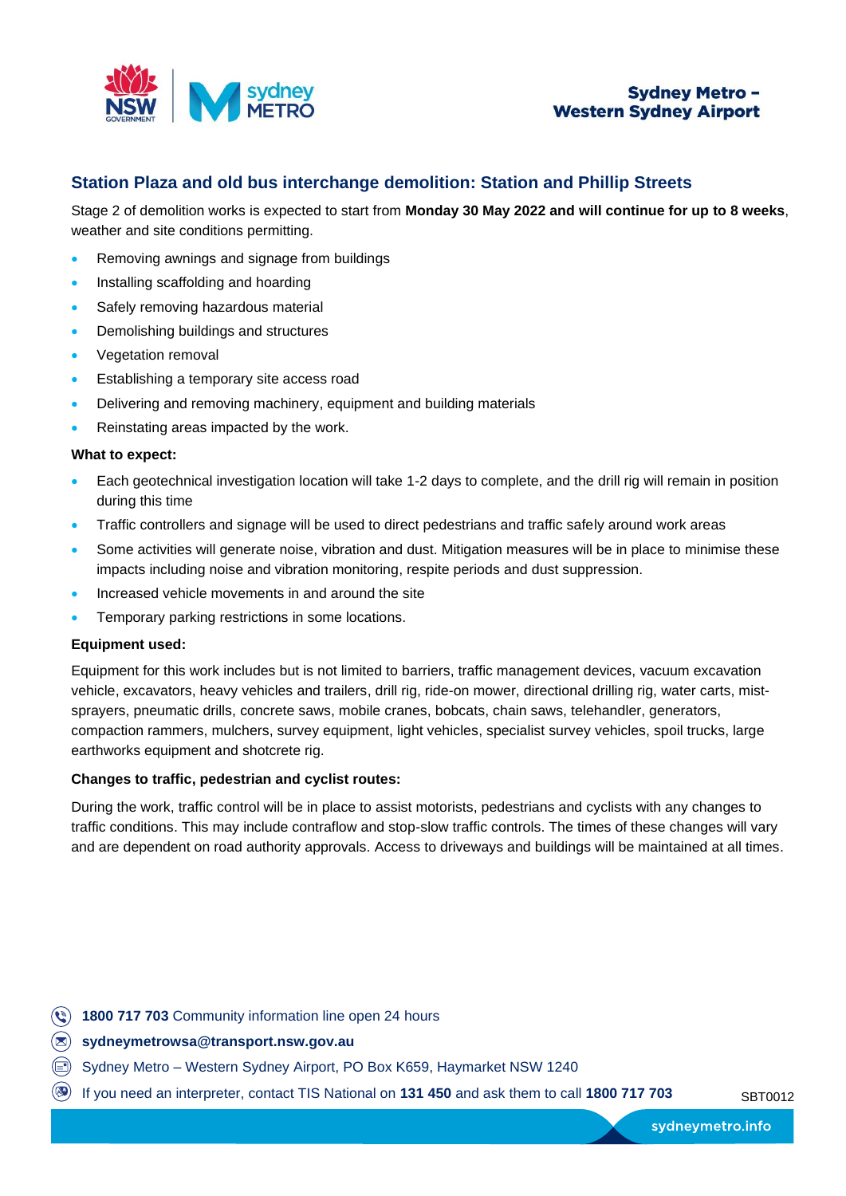## Station Plaza and old bus interchange demolition: Station and Phillip Streets

Stage 2 of demolition works is expected to start from **Monday 30 May 2022 and will continue for up to 8 weeks**, weather and site conditions permitting.

- Removing awnings and signage from buildings
- Installing scaffolding and hoarding
- Safely removing hazardous material
- Demolishing buildings and structures
- Vegetation removal
- Establishing a temporary site access road
- Delivering and removing machinery, equipment and building materials
- Reinstating areas impacted by the work.

**What to expect:**

- Each geotechnical investigation location will take 1-2 days to complete, and the drill rig will remain in position during this time
- Traffic controllers and signage will be used to direct pedestrians and traffic safely around work areas
- Some activities will generate noise, vibration and dust. Mitigation measures will be in place to minimise these impacts including noise and vibration monitoring, respite periods and dust suppression.
- Increased vehicle movements in and around the site
- Temporary parking restrictions in some locations.

**Equipment used:**

Equipment for this work includes but is not limited to barriers, traffic management devices, vacuum excavation vehicle, excavators, heavy vehicles and trailers, drill rig, ride-on mower, directional drilling rig, water carts, mist-sprayers, pneumatic drills, concrete saws, mobile cranes, bobcats, chain saws, telehandler, generators, compaction rammers, mulchers, survey equipment, light vehicles, specialist survey vehicles, spoil trucks, large earthworks equipment and shotcrete rig.

**Changes to traffic, pedestrian and cyclist routes:**

During the work, traffic control will be in place to assist motorists, pedestrians and cyclists with any changes to traffic conditions. This may include contraflow and stop-slow traffic controls. The times of these changes will vary and are dependent on road authority approvals. Access to driveways and buildings will be maintained at all times.

**1800 717 703** Community information line open 24 hours

**sydneymetrowsa@transport.nsw.gov.au**

Sydney Metro – Western Sydney Airport, PO Box K659, Haymarket NSW 1240

If you need an interpreter, contact TIS National on **131 450** and ask them to call **1800 717 703**

SBT0012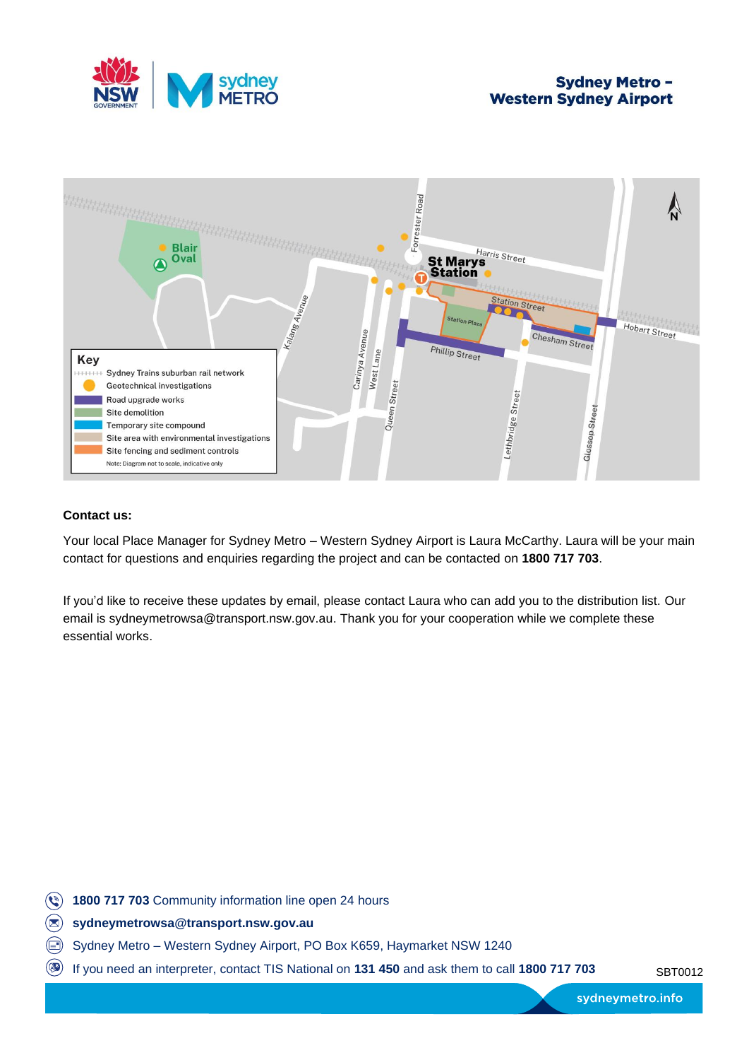Sydney Metro – Western Sydney Airport

Blair Oval

St Marys Station

Harris Street

Forrester Road

Kalang Avenue

Carinya Avenue

West Lane

Queen Street

Station Street

Station Plaza

Chesham Street

Phillip Street

Lethbridge Street

Glossop Street

Hobart Street

N

Key

Sydney Trains suburban rail network

Geotechnical investigations

Road upgrade works

Site demolition

Temporary site compound

Site area with environmental investigations

Site fencing and sediment controls

Note: Diagram not to scale, indicative only

**Contact us:**

Your local Place Manager for Sydney Metro – Western Sydney Airport is Laura McCarthy. Laura will be your main contact for questions and enquiries regarding the project and can be contacted on **1800 717 703**.

If you'd like to receive these updates by email, please contact Laura who can add you to the distribution list. Our email is sydneymetrowsa@transport.nsw.gov.au. Thank you for your cooperation while we complete these essential works.

**1800 717 703** Community information line open 24 hours

**sydneymetrowsa@transport.nsw.gov.au**

Sydney Metro – Western Sydney Airport, PO Box K659, Haymarket NSW 1240

If you need an interpreter, contact TIS National on **131 450** and ask them to call **1800 717 703**

SBT0012

sydneymetro.info